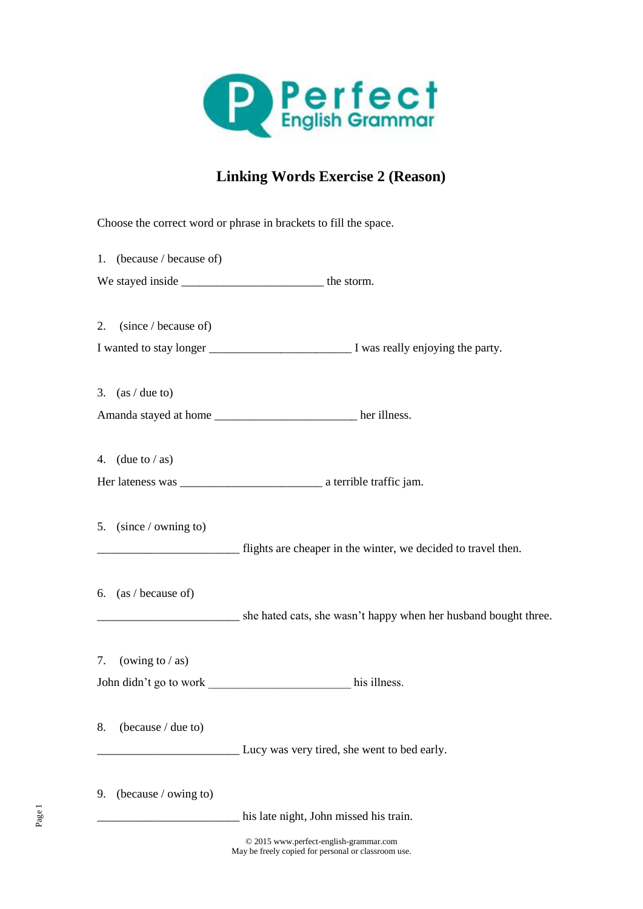Perfect English Grammar

# Linking Words Exercise 2 (Reason)

Choose the correct word or phrase in brackets to fill the space.

1. (because / because of)

We stayed inside ________________________ the storm.

2. (since / because of)

I wanted to stay longer ________________________ I was really enjoying the party.

3. (as / due to)

Amanda stayed at home ________________________ her illness.

4. (due to / as)

Her lateness was ________________________ a terrible traffic jam.

5. (since / owning to)

________________________ flights are cheaper in the winter, we decided to travel then.

6. (as / because of)

________________________ she hated cats, she wasn't happy when her husband bought three.

7. (owing to / as)

John didn't go to work ________________________ his illness.

8. (because / due to)

________________________ Lucy was very tired, she went to bed early.

9. (because / owing to)

________________________ his late night, John missed his train.

© 2015 www.perfect-english-grammar.com
May be freely copied for personal or classroom use.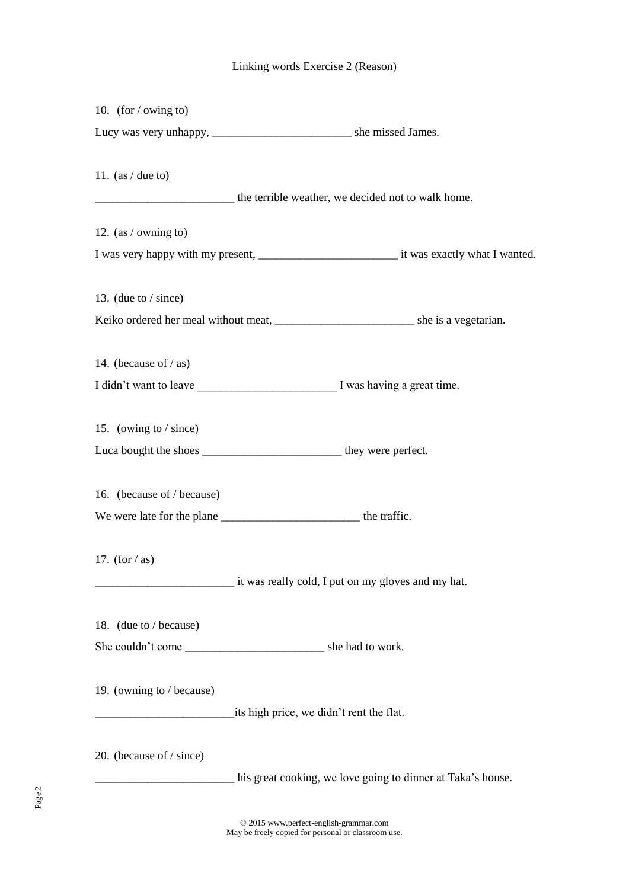Linking words Exercise 2 (Reason)

10. (for / owing to)

Lucy was very unhappy, ________________________ she missed James.

11. (as / due to)

________________________ the terrible weather, we decided not to walk home.

12. (as / owning to)

I was very happy with my present, ________________________ it was exactly what I wanted.

13. (due to / since)

Keiko ordered her meal without meat, ________________________ she is a vegetarian.

14. (because of / as)

I didn't want to leave ________________________ I was having a great time.

15. (owing to / since)

Luca bought the shoes ________________________ they were perfect.

16. (because of / because)

We were late for the plane ________________________ the traffic.

17. (for / as)

________________________ it was really cold, I put on my gloves and my hat.

18. (due to / because)

She couldn't come ________________________ she had to work.

19. (owning to / because)

________________________its high price, we didn't rent the flat.

20. (because of / since)

________________________ his great cooking, we love going to dinner at Taka's house.

© 2015 www.perfect-english-grammar.com
May be freely copied for personal or classroom use.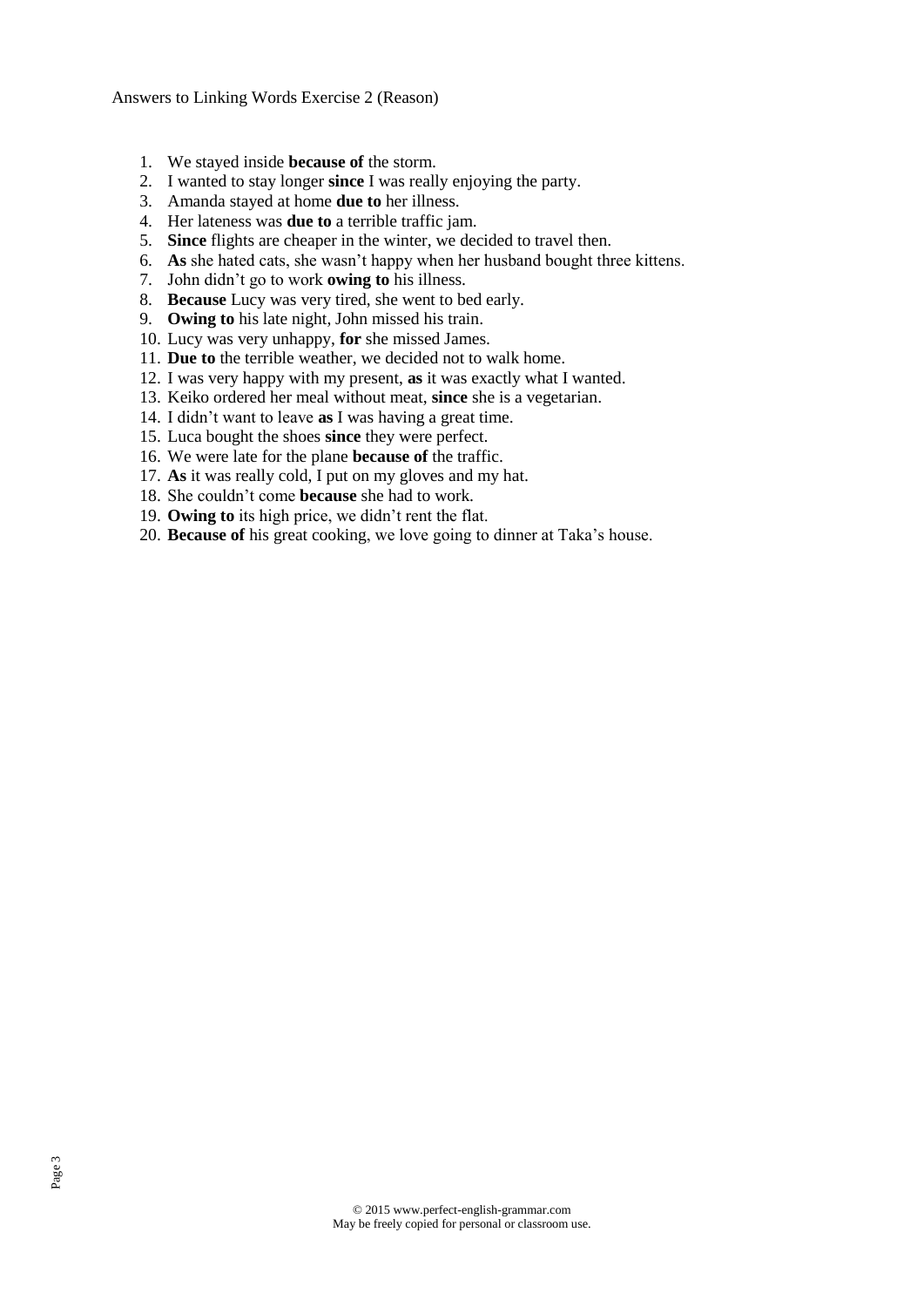Answers to Linking Words Exercise 2 (Reason)

1. We stayed inside **because of** the storm.
2. I wanted to stay longer **since** I was really enjoying the party.
3. Amanda stayed at home **due to** her illness.
4. Her lateness was **due to** a terrible traffic jam.
5. **Since** flights are cheaper in the winter, we decided to travel then.
6. **As** she hated cats, she wasn't happy when her husband bought three kittens.
7. John didn't go to work **owing to** his illness.
8. **Because** Lucy was very tired, she went to bed early.
9. **Owing to** his late night, John missed his train.
10. Lucy was very unhappy, **for** she missed James.
11. **Due to** the terrible weather, we decided not to walk home.
12. I was very happy with my present, **as** it was exactly what I wanted.
13. Keiko ordered her meal without meat, **since** she is a vegetarian.
14. I didn't want to leave **as** I was having a great time.
15. Luca bought the shoes **since** they were perfect.
16. We were late for the plane **because of** the traffic.
17. **As** it was really cold, I put on my gloves and my hat.
18. She couldn't come **because** she had to work.
19. **Owing to** its high price, we didn't rent the flat.
20. **Because of** his great cooking, we love going to dinner at Taka's house.

© 2015 www.perfect-english-grammar.com
May be freely copied for personal or classroom use.